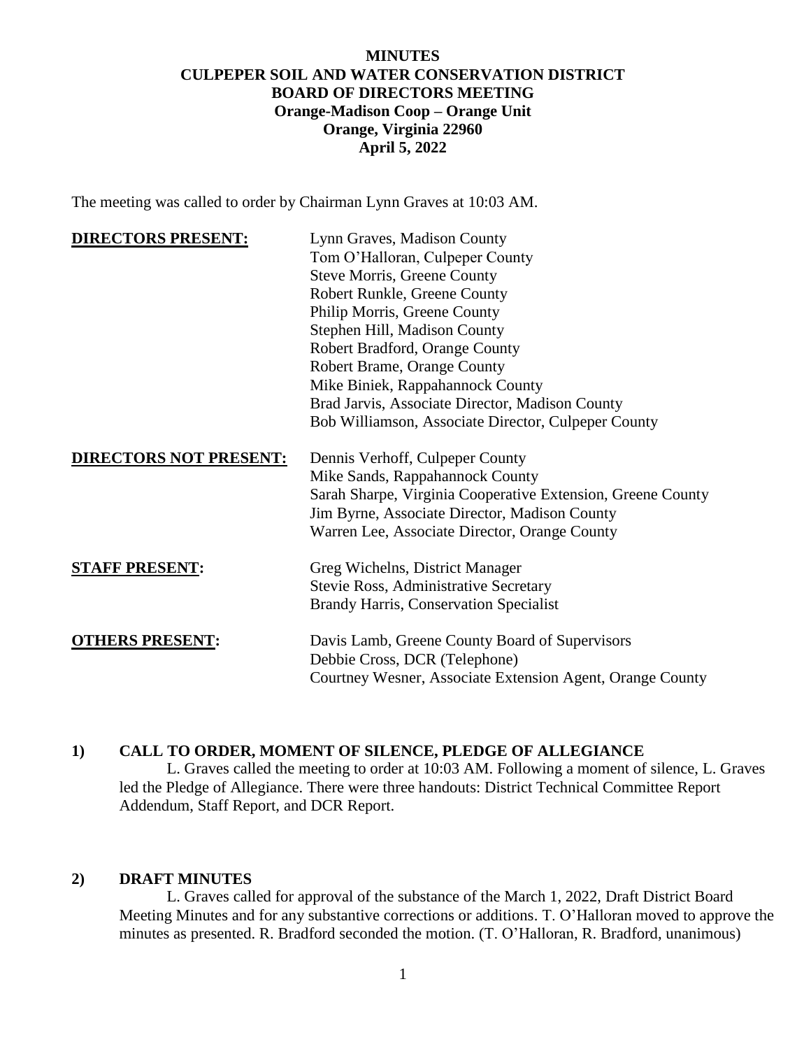**MINUTES**
**CULPEPER SOIL AND WATER CONSERVATION DISTRICT**
**BOARD OF DIRECTORS MEETING**
**Orange-Madison Coop – Orange Unit**
**Orange, Virginia 22960**
**April 5, 2022**

The meeting was called to order by Chairman Lynn Graves at 10:03 AM.

| | |
|---|---|
| **DIRECTORS PRESENT:** | Lynn Graves, Madison County<br>Tom O'Halloran, Culpeper County<br>Steve Morris, Greene County<br>Robert Runkle, Greene County<br>Philip Morris, Greene County<br>Stephen Hill, Madison County<br>Robert Bradford, Orange County<br>Robert Brame, Orange County<br>Mike Biniek, Rappahannock County<br>Brad Jarvis, Associate Director, Madison County<br>Bob Williamson, Associate Director, Culpeper County |
| **DIRECTORS NOT PRESENT:** | Dennis Verhoff, Culpeper County<br>Mike Sands, Rappahannock County<br>Sarah Sharpe, Virginia Cooperative Extension, Greene County<br>Jim Byrne, Associate Director, Madison County<br>Warren Lee, Associate Director, Orange County |
| **STAFF PRESENT:** | Greg Wichelns, District Manager<br>Stevie Ross, Administrative Secretary<br>Brandy Harris, Conservation Specialist |
| **OTHERS PRESENT:** | Davis Lamb, Greene County Board of Supervisors<br>Debbie Cross, DCR (Telephone)<br>Courtney Wesner, Associate Extension Agent, Orange County |

## 1) CALL TO ORDER, MOMENT OF SILENCE, PLEDGE OF ALLEGIANCE

L. Graves called the meeting to order at 10:03 AM. Following a moment of silence, L. Graves led the Pledge of Allegiance. There were three handouts: District Technical Committee Report Addendum, Staff Report, and DCR Report.

## 2) DRAFT MINUTES

L. Graves called for approval of the substance of the March 1, 2022, Draft District Board Meeting Minutes and for any substantive corrections or additions. T. O'Halloran moved to approve the minutes as presented. R. Bradford seconded the motion. (T. O'Halloran, R. Bradford, unanimous)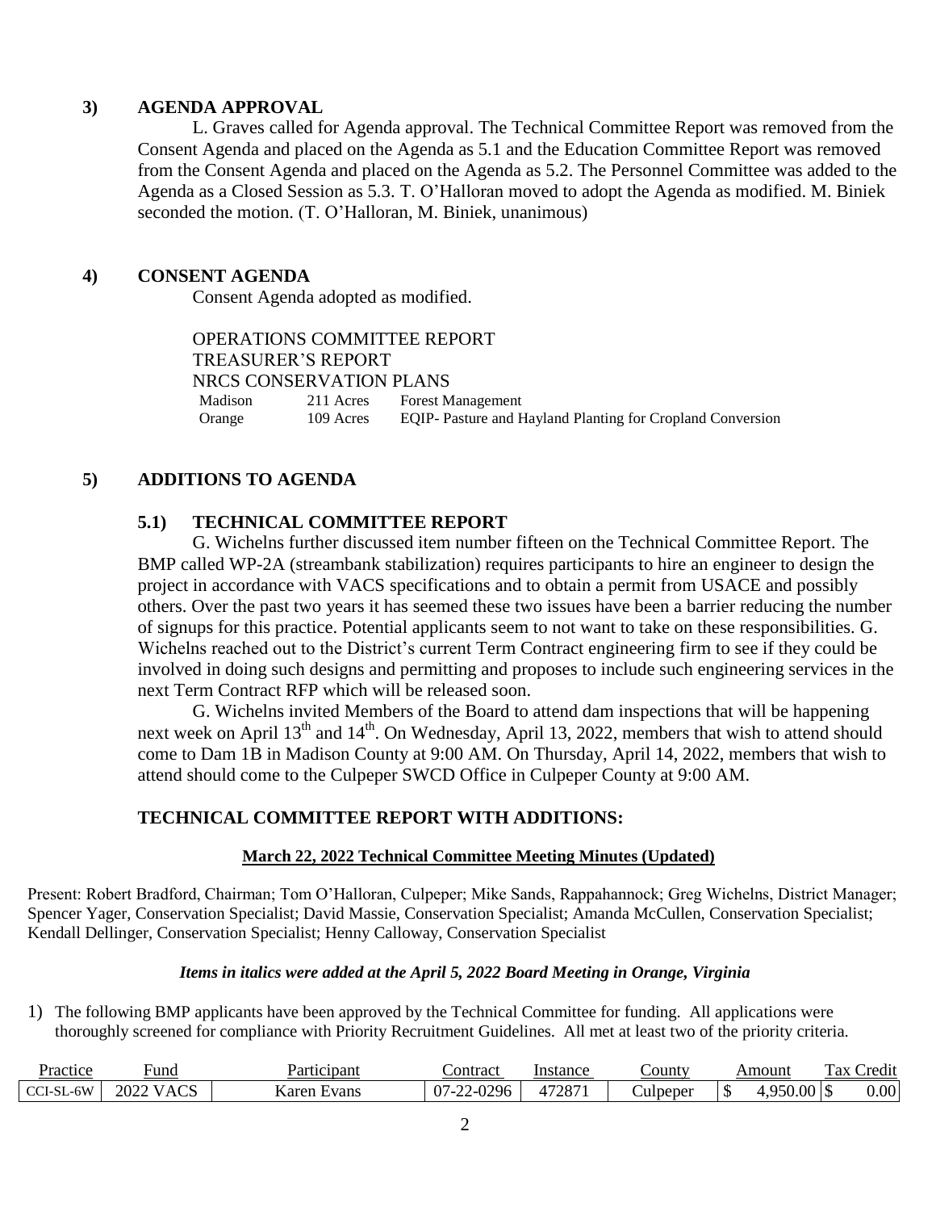## 3) AGENDA APPROVAL

L. Graves called for Agenda approval. The Technical Committee Report was removed from the Consent Agenda and placed on the Agenda as 5.1 and the Education Committee Report was removed from the Consent Agenda and placed on the Agenda as 5.2. The Personnel Committee was added to the Agenda as a Closed Session as 5.3. T. O'Halloran moved to adopt the Agenda as modified. M. Biniek seconded the motion. (T. O'Halloran, M. Biniek, unanimous)

## 4) CONSENT AGENDA

Consent Agenda adopted as modified.

OPERATIONS COMMITTEE REPORT
TREASURER'S REPORT
NRCS CONSERVATION PLANS

| | | |
|---|---|---|
| Madison | 211 Acres | Forest Management |
| Orange | 109 Acres | EQIP- Pasture and Hayland Planting for Cropland Conversion |

## 5) ADDITIONS TO AGENDA

### 5.1) TECHNICAL COMMITTEE REPORT

G. Wichelns further discussed item number fifteen on the Technical Committee Report. The BMP called WP-2A (streambank stabilization) requires participants to hire an engineer to design the project in accordance with VACS specifications and to obtain a permit from USACE and possibly others. Over the past two years it has seemed these two issues have been a barrier reducing the number of signups for this practice. Potential applicants seem to not want to take on these responsibilities. G. Wichelns reached out to the District's current Term Contract engineering firm to see if they could be involved in doing such designs and permitting and proposes to include such engineering services in the next Term Contract RFP which will be released soon.

G. Wichelns invited Members of the Board to attend dam inspections that will be happening next week on April 13th and 14th. On Wednesday, April 13, 2022, members that wish to attend should come to Dam 1B in Madison County at 9:00 AM. On Thursday, April 14, 2022, members that wish to attend should come to the Culpeper SWCD Office in Culpeper County at 9:00 AM.

### TECHNICAL COMMITTEE REPORT WITH ADDITIONS:

**March 22, 2022 Technical Committee Meeting Minutes (Updated)**

Present: Robert Bradford, Chairman; Tom O'Halloran, Culpeper; Mike Sands, Rappahannock; Greg Wichelns, District Manager; Spencer Yager, Conservation Specialist; David Massie, Conservation Specialist; Amanda McCullen, Conservation Specialist; Kendall Dellinger, Conservation Specialist; Henny Calloway, Conservation Specialist

***Items in italics were added at the April 5, 2022 Board Meeting in Orange, Virginia***

1) The following BMP applicants have been approved by the Technical Committee for funding. All applications were thoroughly screened for compliance with Priority Recruitment Guidelines. All met at least two of the priority criteria.

| Practice | Fund | Participant | Contract | Instance | County | Amount | Tax Credit |
|---|---|---|---|---|---|---|---|
| CCI-SL-6W | 2022 VACS | Karen Evans | 07-22-0296 | 472871 | Culpeper | $ 4,950.00 | $ 0.00 |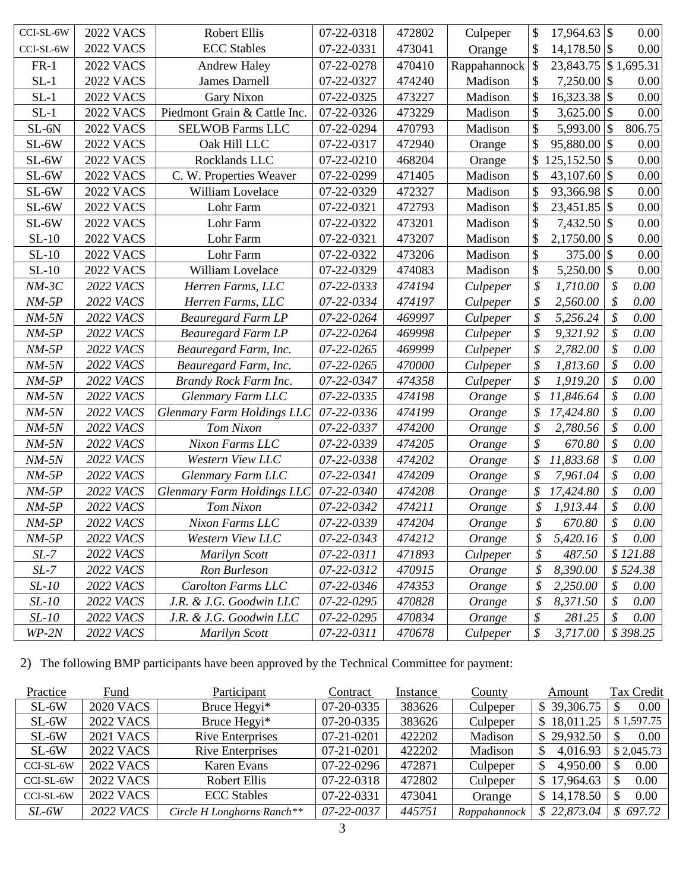| | | | | | | | |
|---|---|---|---|---|---|---|---|
| CCI-SL-6W | 2022 VACS | Robert Ellis | 07-22-0318 | 472802 | Culpeper | $ 17,964.63 | $ 0.00 |
| CCI-SL-6W | 2022 VACS | ECC Stables | 07-22-0331 | 473041 | Orange | $ 14,178.50 | $ 0.00 |
| FR-1 | 2022 VACS | Andrew Haley | 07-22-0278 | 470410 | Rappahannock | $ 23,843.75 | $ 1,695.31 |
| SL-1 | 2022 VACS | James Darnell | 07-22-0327 | 474240 | Madison | $ 7,250.00 | $ 0.00 |
| SL-1 | 2022 VACS | Gary Nixon | 07-22-0325 | 473227 | Madison | $ 16,323.38 | $ 0.00 |
| SL-1 | 2022 VACS | Piedmont Grain & Cattle Inc. | 07-22-0326 | 473229 | Madison | $ 3,625.00 | $ 0.00 |
| SL-6N | 2022 VACS | SELWOB Farms LLC | 07-22-0294 | 470793 | Madison | $ 5,993.00 | $ 806.75 |
| SL-6W | 2022 VACS | Oak Hill LLC | 07-22-0317 | 472940 | Orange | $ 95,880.00 | $ 0.00 |
| SL-6W | 2022 VACS | Rocklands LLC | 07-22-0210 | 468204 | Orange | $ 125,152.50 | $ 0.00 |
| SL-6W | 2022 VACS | C. W. Properties Weaver | 07-22-0299 | 471405 | Madison | $ 43,107.60 | $ 0.00 |
| SL-6W | 2022 VACS | William Lovelace | 07-22-0329 | 472327 | Madison | $ 93,366.98 | $ 0.00 |
| SL-6W | 2022 VACS | Lohr Farm | 07-22-0321 | 472793 | Madison | $ 23,451.85 | $ 0.00 |
| SL-6W | 2022 VACS | Lohr Farm | 07-22-0322 | 473201 | Madison | $ 7,432.50 | $ 0.00 |
| SL-10 | 2022 VACS | Lohr Farm | 07-22-0321 | 473207 | Madison | $ 2,1750.00 | $ 0.00 |
| SL-10 | 2022 VACS | Lohr Farm | 07-22-0322 | 473206 | Madison | $ 375.00 | $ 0.00 |
| SL-10 | 2022 VACS | William Lovelace | 07-22-0329 | 474083 | Madison | $ 5,250.00 | $ 0.00 |
| *NM-3C* | *2022 VACS* | *Herren Farms, LLC* | *07-22-0333* | *474194* | *Culpeper* | *$ 1,710.00* | *$ 0.00* |
| *NM-5P* | *2022 VACS* | *Herren Farms, LLC* | *07-22-0334* | *474197* | *Culpeper* | *$ 2,560.00* | *$ 0.00* |
| *NM-5N* | *2022 VACS* | *Beauregard Farm LP* | *07-22-0264* | *469997* | *Culpeper* | *$ 5,256.24* | *$ 0.00* |
| *NM-5P* | *2022 VACS* | *Beauregard Farm LP* | *07-22-0264* | *469998* | *Culpeper* | *$ 9,321.92* | *$ 0.00* |
| *NM-5P* | *2022 VACS* | *Beauregard Farm, Inc.* | *07-22-0265* | *469999* | *Culpeper* | *$ 2,782.00* | *$ 0.00* |
| *NM-5N* | *2022 VACS* | *Beauregard Farm, Inc.* | *07-22-0265* | *470000* | *Culpeper* | *$ 1,813.60* | *$ 0.00* |
| *NM-5P* | *2022 VACS* | *Brandy Rock Farm Inc.* | *07-22-0347* | *474358* | *Culpeper* | *$ 1,919.20* | *$ 0.00* |
| *NM-5N* | *2022 VACS* | *Glenmary Farm LLC* | *07-22-0335* | *474198* | *Orange* | *$ 11,846.64* | *$ 0.00* |
| *NM-5N* | *2022 VACS* | *Glenmary Farm Holdings LLC* | *07-22-0336* | *474199* | *Orange* | *$ 17,424.80* | *$ 0.00* |
| *NM-5N* | *2022 VACS* | *Tom Nixon* | *07-22-0337* | *474200* | *Orange* | *$ 2,780.56* | *$ 0.00* |
| *NM-5N* | *2022 VACS* | *Nixon Farms LLC* | *07-22-0339* | *474205* | *Orange* | *$ 670.80* | *$ 0.00* |
| *NM-5N* | *2022 VACS* | *Western View LLC* | *07-22-0338* | *474202* | *Orange* | *$ 11,833.68* | *$ 0.00* |
| *NM-5P* | *2022 VACS* | *Glenmary Farm LLC* | *07-22-0341* | *474209* | *Orange* | *$ 7,961.04* | *$ 0.00* |
| *NM-5P* | *2022 VACS* | *Glenmary Farm Holdings LLC* | *07-22-0340* | *474208* | *Orange* | *$ 17,424.80* | *$ 0.00* |
| *NM-5P* | *2022 VACS* | *Tom Nixon* | *07-22-0342* | *474211* | *Orange* | *$ 1,913.44* | *$ 0.00* |
| *NM-5P* | *2022 VACS* | *Nixon Farms LLC* | *07-22-0339* | *474204* | *Orange* | *$ 670.80* | *$ 0.00* |
| *NM-5P* | *2022 VACS* | *Western View LLC* | *07-22-0343* | *474212* | *Orange* | *$ 5,420.16* | *$ 0.00* |
| *SL-7* | *2022 VACS* | *Marilyn Scott* | *07-22-0311* | *471893* | *Culpeper* | *$ 487.50* | *$ 121.88* |
| *SL-7* | *2022 VACS* | *Ron Burleson* | *07-22-0312* | *470915* | *Orange* | *$ 8,390.00* | *$ 524.38* |
| *SL-10* | *2022 VACS* | *Carolton Farms LLC* | *07-22-0346* | *474353* | *Orange* | *$ 2,250.00* | *$ 0.00* |
| *SL-10* | *2022 VACS* | *J.R. & J.G. Goodwin LLC* | *07-22-0295* | *470828* | *Orange* | *$ 8,371.50* | *$ 0.00* |
| *SL-10* | *2022 VACS* | *J.R. & J.G. Goodwin LLC* | *07-22-0295* | *470834* | *Orange* | *$ 281.25* | *$ 0.00* |
| *WP-2N* | *2022 VACS* | *Marilyn Scott* | *07-22-0311* | *470678* | *Culpeper* | *$ 3,717.00* | *$ 398.25* |

2) The following BMP participants have been approved by the Technical Committee for payment:

| Practice | Fund | Participant | Contract | Instance | County | Amount | Tax Credit |
|---|---|---|---|---|---|---|---|
| SL-6W | 2020 VACS | Bruce Hegyi* | 07-20-0335 | 383626 | Culpeper | $ 39,306.75 | $ 0.00 |
| SL-6W | 2022 VACS | Bruce Hegyi* | 07-20-0335 | 383626 | Culpeper | $ 18,011.25 | $ 1,597.75 |
| SL-6W | 2021 VACS | Rive Enterprises | 07-21-0201 | 422202 | Madison | $ 29,932.50 | $ 0.00 |
| SL-6W | 2022 VACS | Rive Enterprises | 07-21-0201 | 422202 | Madison | $ 4,016.93 | $ 2,045.73 |
| CCI-SL-6W | 2022 VACS | Karen Evans | 07-22-0296 | 472871 | Culpeper | $ 4,950.00 | $ 0.00 |
| CCI-SL-6W | 2022 VACS | Robert Ellis | 07-22-0318 | 472802 | Culpeper | $ 17,964.63 | $ 0.00 |
| CCI-SL-6W | 2022 VACS | ECC Stables | 07-22-0331 | 473041 | Orange | $ 14,178.50 | $ 0.00 |
| *SL-6W* | *2022 VACS* | *Circle H Longhorns Ranch*** | *07-22-0037* | *445751* | *Rappahannock* | *$ 22,873.04* | *$ 697.72* |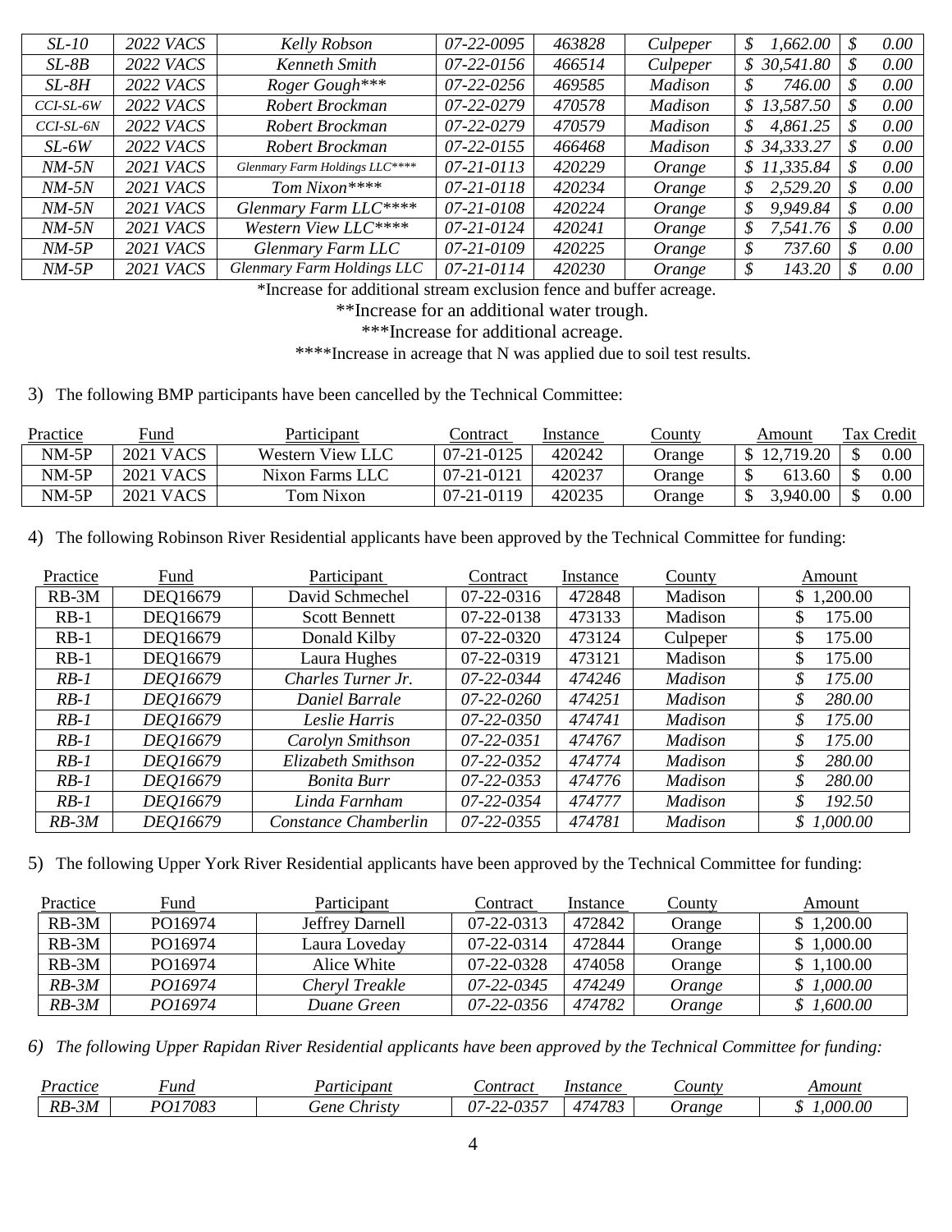| | | | | | | | |
|---|---|---|---|---|---|---|---|
| *SL-10* | *2022 VACS* | *Kelly Robson* | *07-22-0095* | *463828* | *Culpeper* | *$ 1,662.00* | *$ 0.00* |
| *SL-8B* | *2022 VACS* | *Kenneth Smith* | *07-22-0156* | *466514* | *Culpeper* | *$ 30,541.80* | *$ 0.00* |
| *SL-8H* | *2022 VACS* | *Roger Gough**** | *07-22-0256* | *469585* | *Madison* | *$ 746.00* | *$ 0.00* |
| *CCI-SL-6W* | *2022 VACS* | *Robert Brockman* | *07-22-0279* | *470578* | *Madison* | *$ 13,587.50* | *$ 0.00* |
| *CCI-SL-6N* | *2022 VACS* | *Robert Brockman* | *07-22-0279* | *470579* | *Madison* | *$ 4,861.25* | *$ 0.00* |
| *SL-6W* | *2022 VACS* | *Robert Brockman* | *07-22-0155* | *466468* | *Madison* | *$ 34,333.27* | *$ 0.00* |
| *NM-5N* | *2021 VACS* | *Glenmary Farm Holdings LLC*** ** | *07-21-0113* | *420229* | *Orange* | *$ 11,335.84* | *$ 0.00* |
| *NM-5N* | *2021 VACS* | *Tom Nixon*** ** | *07-21-0118* | *420234* | *Orange* | *$ 2,529.20* | *$ 0.00* |
| *NM-5N* | *2021 VACS* | *Glenmary Farm LLC*** ** | *07-21-0108* | *420224* | *Orange* | *$ 9,949.84* | *$ 0.00* |
| *NM-5N* | *2021 VACS* | *Western View LLC*** ** | *07-21-0124* | *420241* | *Orange* | *$ 7,541.76* | *$ 0.00* |
| *NM-5P* | *2021 VACS* | *Glenmary Farm LLC* | *07-21-0109* | *420225* | *Orange* | *$ 737.60* | *$ 0.00* |
| *NM-5P* | *2021 VACS* | *Glenmary Farm Holdings LLC* | *07-21-0114* | *420230* | *Orange* | *$ 143.20* | *$ 0.00* |

*Increase for additional stream exclusion fence and buffer acreage.

**Increase for an additional water trough.

***Increase for additional acreage.

****Increase in acreage that N was applied due to soil test results.

3) The following BMP participants have been cancelled by the Technical Committee:

| Practice | Fund | Participant | Contract | Instance | County | Amount | Tax Credit |
|---|---|---|---|---|---|---|---|
| NM-5P | 2021 VACS | Western View LLC | 07-21-0125 | 420242 | Orange | $ 12,719.20 | $ 0.00 |
| NM-5P | 2021 VACS | Nixon Farms LLC | 07-21-0121 | 420237 | Orange | $ 613.60 | $ 0.00 |
| NM-5P | 2021 VACS | Tom Nixon | 07-21-0119 | 420235 | Orange | $ 3,940.00 | $ 0.00 |

4) The following Robinson River Residential applicants have been approved by the Technical Committee for funding:

| Practice | Fund | Participant | Contract | Instance | County | Amount |
|---|---|---|---|---|---|---|
| RB-3M | DEQ16679 | David Schmechel | 07-22-0316 | 472848 | Madison | $ 1,200.00 |
| RB-1 | DEQ16679 | Scott Bennett | 07-22-0138 | 473133 | Madison | $ 175.00 |
| RB-1 | DEQ16679 | Donald Kilby | 07-22-0320 | 473124 | Culpeper | $ 175.00 |
| RB-1 | DEQ16679 | Laura Hughes | 07-22-0319 | 473121 | Madison | $ 175.00 |
| *RB-1* | *DEQ16679* | *Charles Turner Jr.* | *07-22-0344* | *474246* | *Madison* | *$ 175.00* |
| *RB-1* | *DEQ16679* | *Daniel Barrale* | *07-22-0260* | *474251* | *Madison* | *$ 280.00* |
| *RB-1* | *DEQ16679* | *Leslie Harris* | *07-22-0350* | *474741* | *Madison* | *$ 175.00* |
| *RB-1* | *DEQ16679* | *Carolyn Smithson* | *07-22-0351* | *474767* | *Madison* | *$ 175.00* |
| *RB-1* | *DEQ16679* | *Elizabeth Smithson* | *07-22-0352* | *474774* | *Madison* | *$ 280.00* |
| *RB-1* | *DEQ16679* | *Bonita Burr* | *07-22-0353* | *474776* | *Madison* | *$ 280.00* |
| *RB-1* | *DEQ16679* | *Linda Farnham* | *07-22-0354* | *474777* | *Madison* | *$ 192.50* |
| *RB-3M* | *DEQ16679* | *Constance Chamberlin* | *07-22-0355* | *474781* | *Madison* | *$ 1,000.00* |

5) The following Upper York River Residential applicants have been approved by the Technical Committee for funding:

| Practice | Fund | Participant | Contract | Instance | County | Amount |
|---|---|---|---|---|---|---|
| RB-3M | PO16974 | Jeffrey Darnell | 07-22-0313 | 472842 | Orange | $ 1,200.00 |
| RB-3M | PO16974 | Laura Loveday | 07-22-0314 | 472844 | Orange | $ 1,000.00 |
| RB-3M | PO16974 | Alice White | 07-22-0328 | 474058 | Orange | $ 1,100.00 |
| *RB-3M* | *PO16974* | *Cheryl Treakle* | *07-22-0345* | *474249* | *Orange* | *$ 1,000.00* |
| *RB-3M* | *PO16974* | *Duane Green* | *07-22-0356* | *474782* | *Orange* | *$ 1,600.00* |

*6) The following Upper Rapidan River Residential applicants have been approved by the Technical Committee for funding:*

| *Practice* | *Fund* | *Participant* | *Contract* | *Instance* | *County* | *Amount* |
|---|---|---|---|---|---|---|
| *RB-3M* | *PO17083* | *Gene Christy* | *07-22-0357* | *474783* | *Orange* | *$ 1,000.00* |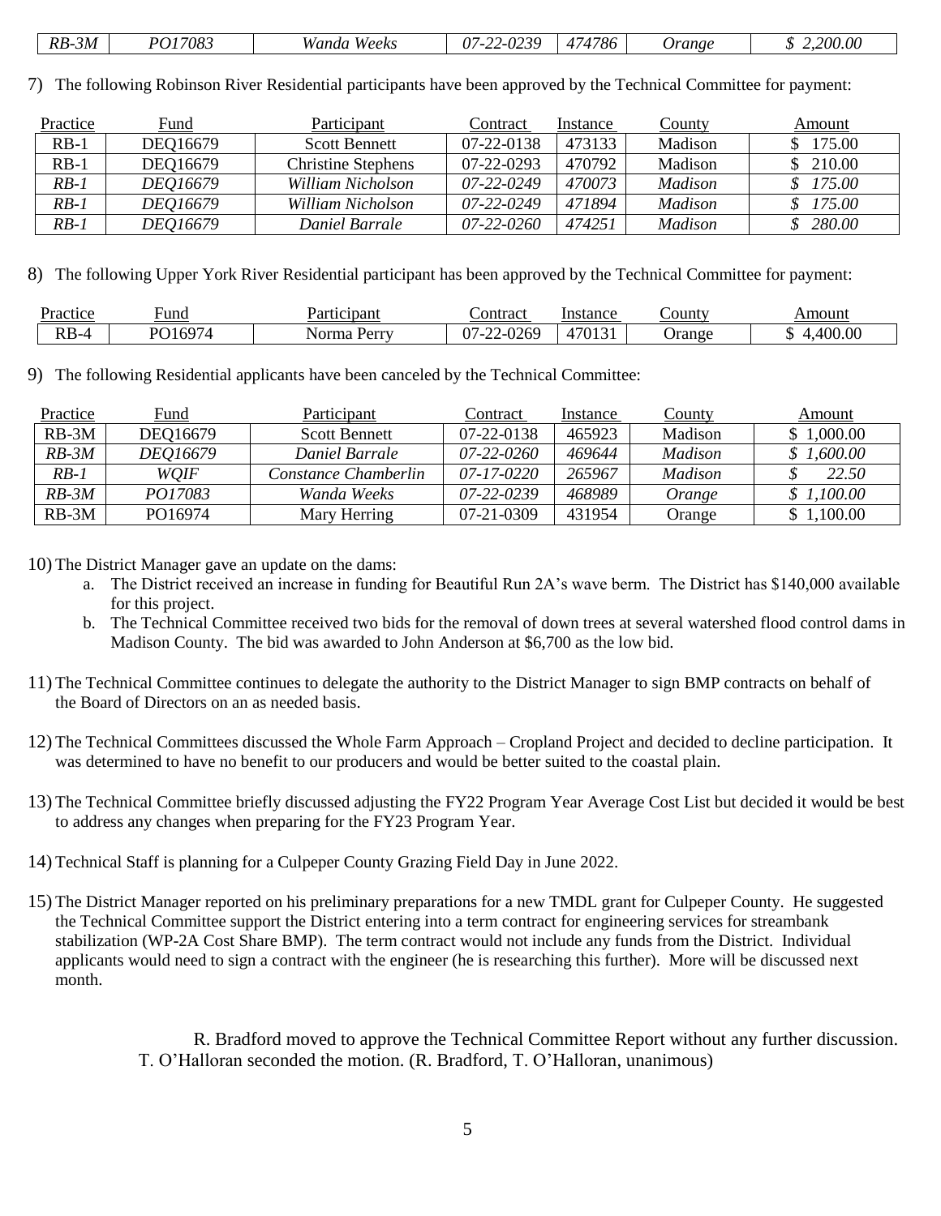| *RB-3M* | *PO17083* | *Wanda Weeks* | *07-22-0239* | *474786* | *Orange* | *$ 2,200.00* |
|---|---|---|---|---|---|---|

7) The following Robinson River Residential participants have been approved by the Technical Committee for payment:

| Practice | Fund | Participant | Contract | Instance | County | Amount |
|---|---|---|---|---|---|---|
| RB-1 | DEQ16679 | Scott Bennett | 07-22-0138 | 473133 | Madison | $ 175.00 |
| RB-1 | DEQ16679 | Christine Stephens | 07-22-0293 | 470792 | Madison | $ 210.00 |
| *RB-1* | *DEQ16679* | *William Nicholson* | *07-22-0249* | *470073* | *Madison* | *$ 175.00* |
| *RB-1* | *DEQ16679* | *William Nicholson* | *07-22-0249* | *471894* | *Madison* | *$ 175.00* |
| *RB-1* | *DEQ16679* | *Daniel Barrale* | *07-22-0260* | *474251* | *Madison* | *$ 280.00* |

8) The following Upper York River Residential participant has been approved by the Technical Committee for payment:

| Practice | Fund | Participant | Contract | Instance | County | Amount |
|---|---|---|---|---|---|---|
| RB-4 | PO16974 | Norma Perry | 07-22-0269 | 470131 | Orange | $ 4,400.00 |

9) The following Residential applicants have been canceled by the Technical Committee:

| Practice | Fund | Participant | Contract | Instance | County | Amount |
|---|---|---|---|---|---|---|
| RB-3M | DEQ16679 | Scott Bennett | 07-22-0138 | 465923 | Madison | $ 1,000.00 |
| *RB-3M* | *DEQ16679* | *Daniel Barrale* | *07-22-0260* | *469644* | *Madison* | *$ 1,600.00* |
| *RB-1* | *WQIF* | *Constance Chamberlin* | *07-17-0220* | *265967* | *Madison* | *$ 22.50* |
| *RB-3M* | *PO17083* | *Wanda Weeks* | *07-22-0239* | *468989* | *Orange* | *$ 1,100.00* |
| RB-3M | PO16974 | Mary Herring | 07-21-0309 | 431954 | Orange | $ 1,100.00 |

10) The District Manager gave an update on the dams:
    a. The District received an increase in funding for Beautiful Run 2A's wave berm. The District has $140,000 available for this project.
    b. The Technical Committee received two bids for the removal of down trees at several watershed flood control dams in Madison County. The bid was awarded to John Anderson at $6,700 as the low bid.

11) The Technical Committee continues to delegate the authority to the District Manager to sign BMP contracts on behalf of the Board of Directors on an as needed basis.

12) The Technical Committees discussed the Whole Farm Approach – Cropland Project and decided to decline participation. It was determined to have no benefit to our producers and would be better suited to the coastal plain.

13) The Technical Committee briefly discussed adjusting the FY22 Program Year Average Cost List but decided it would be best to address any changes when preparing for the FY23 Program Year.

14) Technical Staff is planning for a Culpeper County Grazing Field Day in June 2022.

15) The District Manager reported on his preliminary preparations for a new TMDL grant for Culpeper County. He suggested the Technical Committee support the District entering into a term contract for engineering services for streambank stabilization (WP-2A Cost Share BMP). The term contract would not include any funds from the District. Individual applicants would need to sign a contract with the engineer (he is researching this further). More will be discussed next month.

R. Bradford moved to approve the Technical Committee Report without any further discussion. T. O'Halloran seconded the motion. (R. Bradford, T. O'Halloran, unanimous)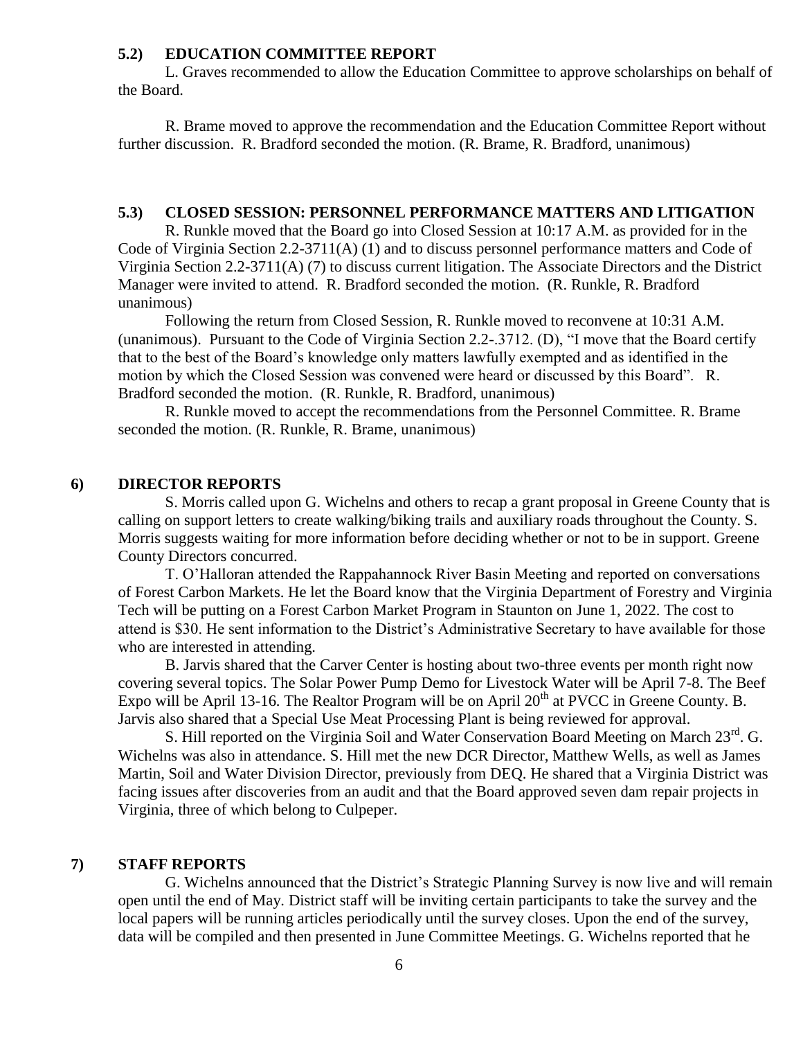### 5.2) EDUCATION COMMITTEE REPORT

L. Graves recommended to allow the Education Committee to approve scholarships on behalf of the Board.

R. Brame moved to approve the recommendation and the Education Committee Report without further discussion. R. Bradford seconded the motion. (R. Brame, R. Bradford, unanimous)

### 5.3) CLOSED SESSION: PERSONNEL PERFORMANCE MATTERS AND LITIGATION

R. Runkle moved that the Board go into Closed Session at 10:17 A.M. as provided for in the Code of Virginia Section 2.2-3711(A) (1) and to discuss personnel performance matters and Code of Virginia Section 2.2-3711(A) (7) to discuss current litigation. The Associate Directors and the District Manager were invited to attend. R. Bradford seconded the motion. (R. Runkle, R. Bradford unanimous)

Following the return from Closed Session, R. Runkle moved to reconvene at 10:31 A.M. (unanimous). Pursuant to the Code of Virginia Section 2.2-.3712. (D), "I move that the Board certify that to the best of the Board's knowledge only matters lawfully exempted and as identified in the motion by which the Closed Session was convened were heard or discussed by this Board". R. Bradford seconded the motion. (R. Runkle, R. Bradford, unanimous)

R. Runkle moved to accept the recommendations from the Personnel Committee. R. Brame seconded the motion. (R. Runkle, R. Brame, unanimous)

## 6) DIRECTOR REPORTS

S. Morris called upon G. Wichelns and others to recap a grant proposal in Greene County that is calling on support letters to create walking/biking trails and auxiliary roads throughout the County. S. Morris suggests waiting for more information before deciding whether or not to be in support. Greene County Directors concurred.

T. O'Halloran attended the Rappahannock River Basin Meeting and reported on conversations of Forest Carbon Markets. He let the Board know that the Virginia Department of Forestry and Virginia Tech will be putting on a Forest Carbon Market Program in Staunton on June 1, 2022. The cost to attend is $30. He sent information to the District's Administrative Secretary to have available for those who are interested in attending.

B. Jarvis shared that the Carver Center is hosting about two-three events per month right now covering several topics. The Solar Power Pump Demo for Livestock Water will be April 7-8. The Beef Expo will be April 13-16. The Realtor Program will be on April 20th at PVCC in Greene County. B. Jarvis also shared that a Special Use Meat Processing Plant is being reviewed for approval.

S. Hill reported on the Virginia Soil and Water Conservation Board Meeting on March 23rd. G. Wichelns was also in attendance. S. Hill met the new DCR Director, Matthew Wells, as well as James Martin, Soil and Water Division Director, previously from DEQ. He shared that a Virginia District was facing issues after discoveries from an audit and that the Board approved seven dam repair projects in Virginia, three of which belong to Culpeper.

## 7) STAFF REPORTS

G. Wichelns announced that the District's Strategic Planning Survey is now live and will remain open until the end of May. District staff will be inviting certain participants to take the survey and the local papers will be running articles periodically until the survey closes. Upon the end of the survey, data will be compiled and then presented in June Committee Meetings. G. Wichelns reported that he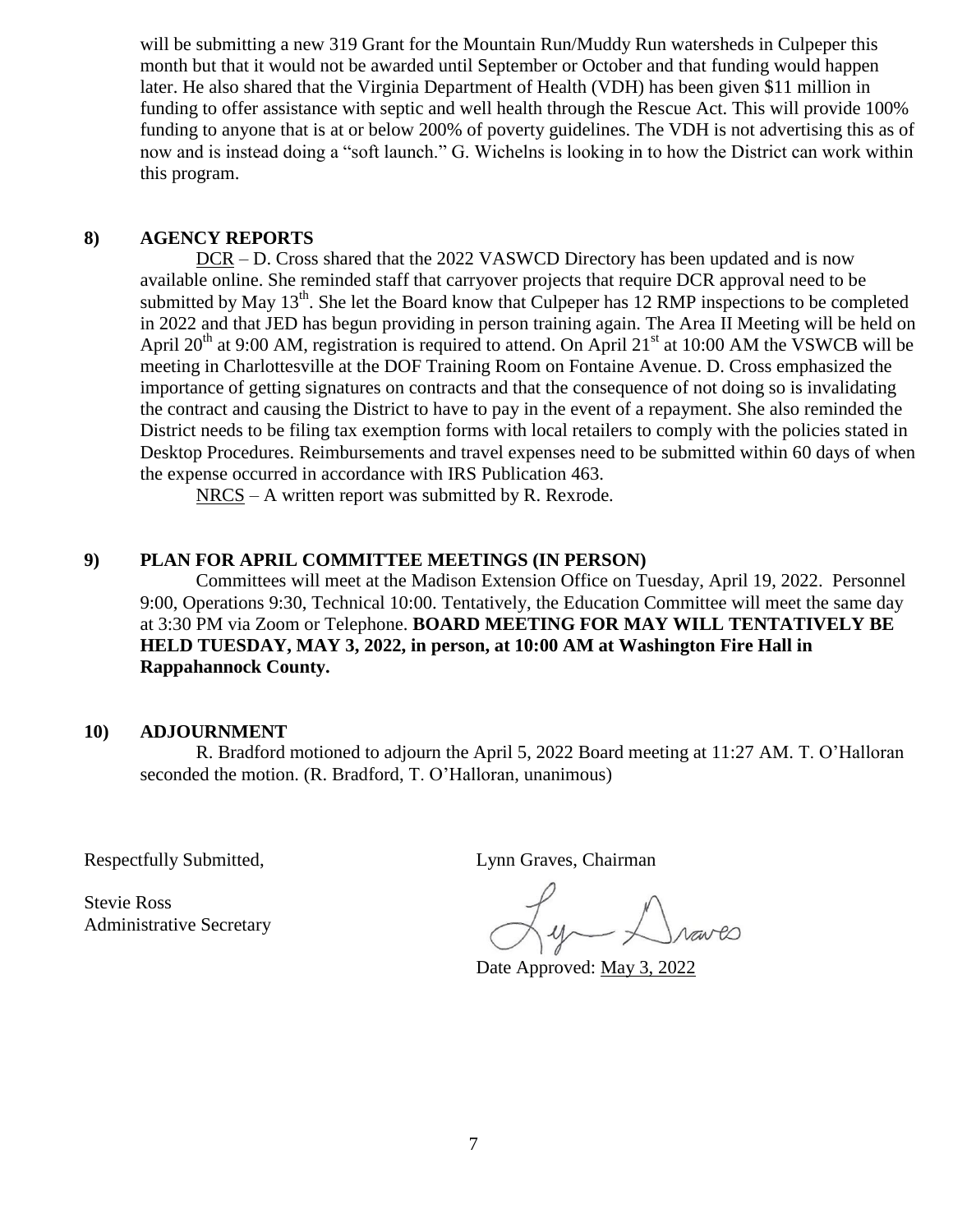will be submitting a new 319 Grant for the Mountain Run/Muddy Run watersheds in Culpeper this month but that it would not be awarded until September or October and that funding would happen later. He also shared that the Virginia Department of Health (VDH) has been given $11 million in funding to offer assistance with septic and well health through the Rescue Act. This will provide 100% funding to anyone that is at or below 200% of poverty guidelines. The VDH is not advertising this as of now and is instead doing a "soft launch." G. Wichelns is looking in to how the District can work within this program.

## 8) AGENCY REPORTS

DCR – D. Cross shared that the 2022 VASWCD Directory has been updated and is now available online. She reminded staff that carryover projects that require DCR approval need to be submitted by May 13th. She let the Board know that Culpeper has 12 RMP inspections to be completed in 2022 and that JED has begun providing in person training again. The Area II Meeting will be held on April 20th at 9:00 AM, registration is required to attend. On April 21st at 10:00 AM the VSWCB will be meeting in Charlottesville at the DOF Training Room on Fontaine Avenue. D. Cross emphasized the importance of getting signatures on contracts and that the consequence of not doing so is invalidating the contract and causing the District to have to pay in the event of a repayment. She also reminded the District needs to be filing tax exemption forms with local retailers to comply with the policies stated in Desktop Procedures. Reimbursements and travel expenses need to be submitted within 60 days of when the expense occurred in accordance with IRS Publication 463.

NRCS – A written report was submitted by R. Rexrode.

## 9) PLAN FOR APRIL COMMITTEE MEETINGS (IN PERSON)

Committees will meet at the Madison Extension Office on Tuesday, April 19, 2022. Personnel 9:00, Operations 9:30, Technical 10:00. Tentatively, the Education Committee will meet the same day at 3:30 PM via Zoom or Telephone. **BOARD MEETING FOR MAY WILL TENTATIVELY BE HELD TUESDAY, MAY 3, 2022, in person, at 10:00 AM at Washington Fire Hall in Rappahannock County.**

## 10) ADJOURNMENT

R. Bradford motioned to adjourn the April 5, 2022 Board meeting at 11:27 AM. T. O'Halloran seconded the motion. (R. Bradford, T. O'Halloran, unanimous)

Respectfully Submitted,

Stevie Ross
Administrative Secretary

Lynn Graves, Chairman

Lyn Graves

Date Approved: May 3, 2022